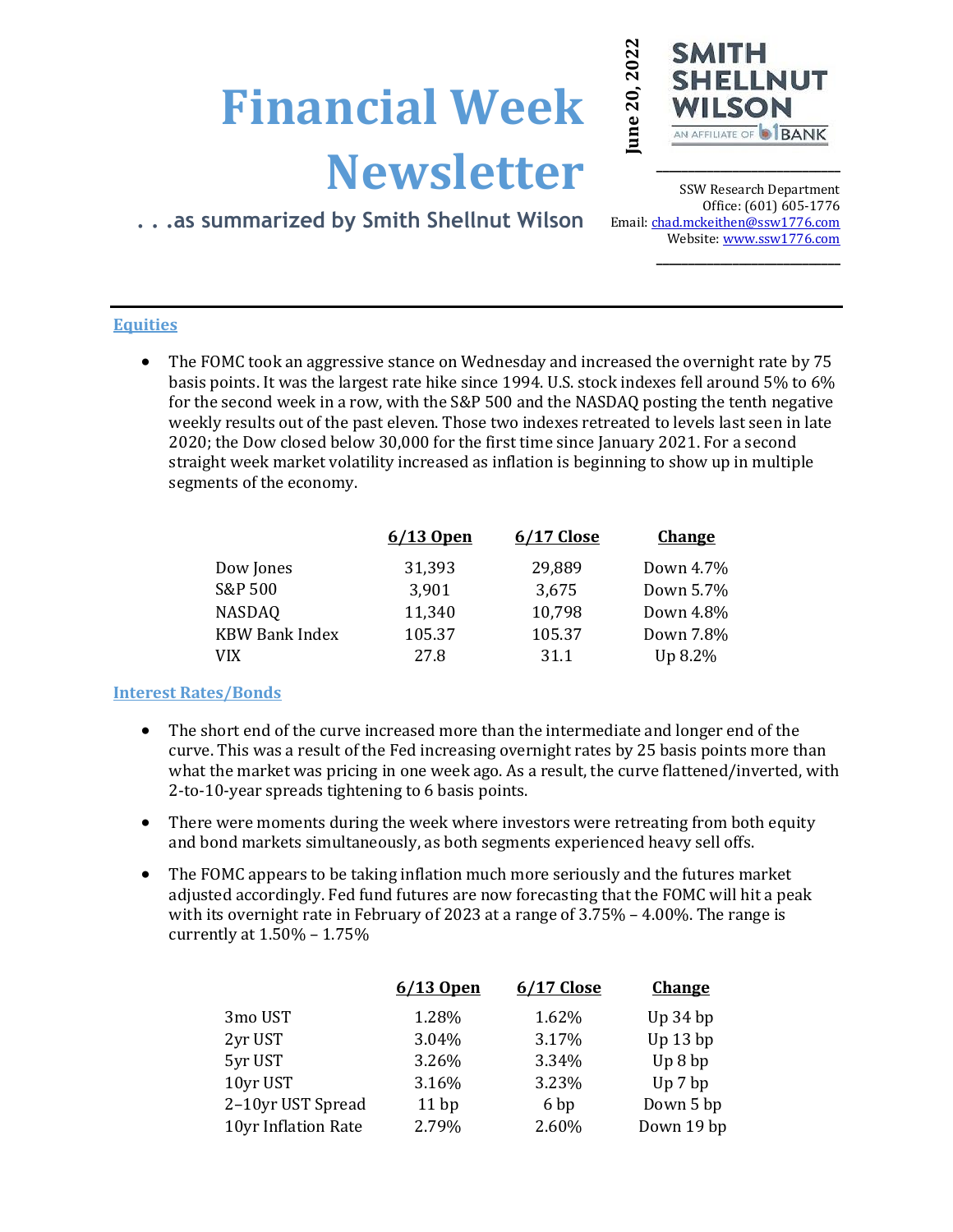# Financial Week Newsletter

. . .as summarized by Smith Shellnut Wilson

June 20, 2022

SMITH SHELLNUT WILSON
AN AFFILIATE OF B1BANK

SSW Research Department
Office: (601) 605-1776
Email: chad.mckeithen@ssw1776.com
Website: www.ssw1776.com

## Equities

- The FOMC took an aggressive stance on Wednesday and increased the overnight rate by 75 basis points. It was the largest rate hike since 1994. U.S. stock indexes fell around 5% to 6% for the second week in a row, with the S&P 500 and the NASDAQ posting the tenth negative weekly results out of the past eleven. Those two indexes retreated to levels last seen in late 2020; the Dow closed below 30,000 for the first time since January 2021. For a second straight week market volatility increased as inflation is beginning to show up in multiple segments of the economy.

| | 6/13 Open | 6/17 Close | Change |
|---|---|---|---|
| Dow Jones | 31,393 | 29,889 | Down 4.7% |
| S&P 500 | 3,901 | 3,675 | Down 5.7% |
| NASDAQ | 11,340 | 10,798 | Down 4.8% |
| KBW Bank Index | 105.37 | 105.37 | Down 7.8% |
| VIX | 27.8 | 31.1 | Up 8.2% |

## Interest Rates/Bonds

- The short end of the curve increased more than the intermediate and longer end of the curve. This was a result of the Fed increasing overnight rates by 25 basis points more than what the market was pricing in one week ago. As a result, the curve flattened/inverted, with 2-to-10-year spreads tightening to 6 basis points.
- There were moments during the week where investors were retreating from both equity and bond markets simultaneously, as both segments experienced heavy sell offs.
- The FOMC appears to be taking inflation much more seriously and the futures market adjusted accordingly. Fed fund futures are now forecasting that the FOMC will hit a peak with its overnight rate in February of 2023 at a range of 3.75% – 4.00%. The range is currently at 1.50% – 1.75%

| | 6/13 Open | 6/17 Close | Change |
|---|---|---|---|
| 3mo UST | 1.28% | 1.62% | Up 34 bp |
| 2yr UST | 3.04% | 3.17% | Up 13 bp |
| 5yr UST | 3.26% | 3.34% | Up 8 bp |
| 10yr UST | 3.16% | 3.23% | Up 7 bp |
| 2–10yr UST Spread | 11 bp | 6 bp | Down 5 bp |
| 10yr Inflation Rate | 2.79% | 2.60% | Down 19 bp |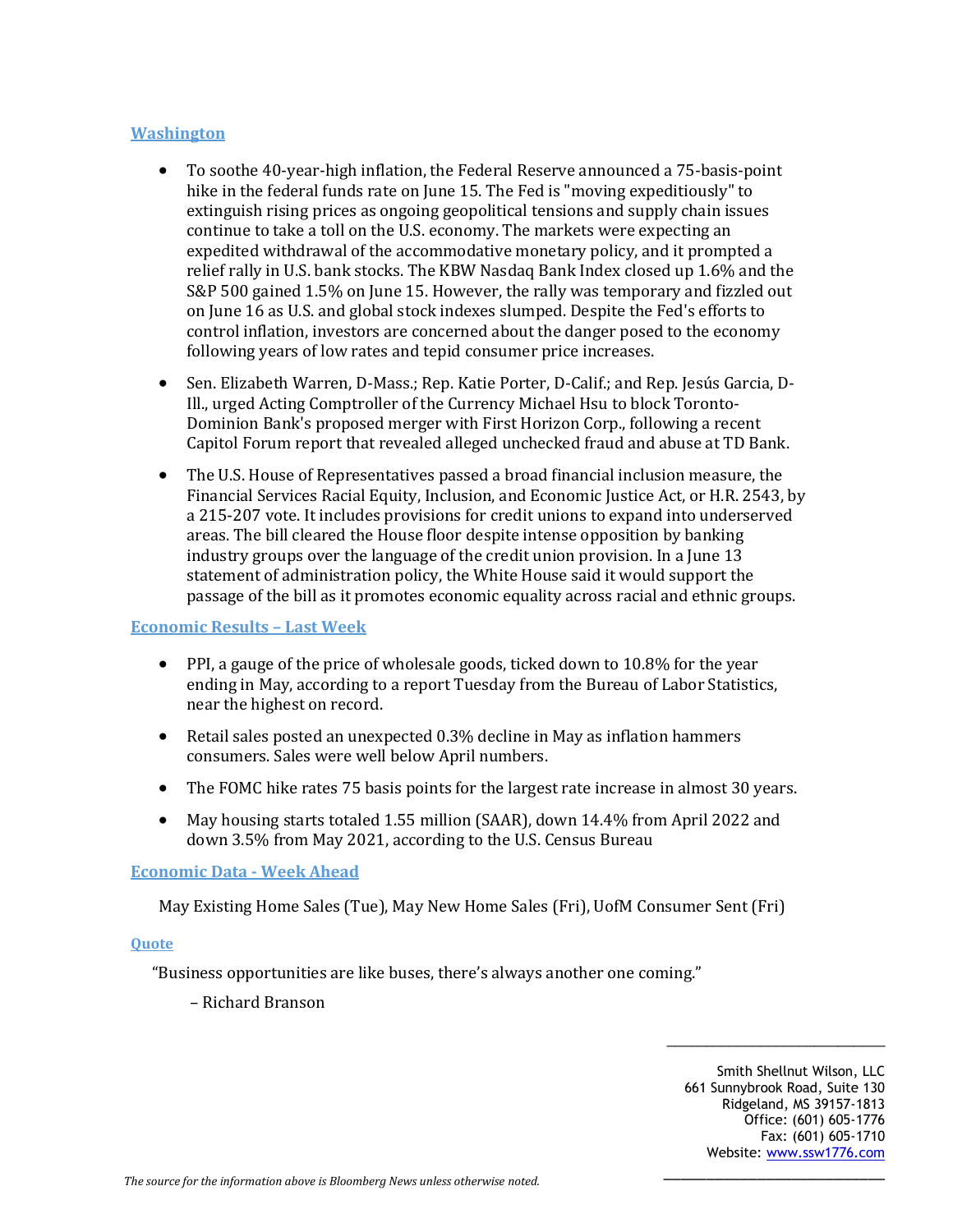## Washington

- To soothe 40-year-high inflation, the Federal Reserve announced a 75-basis-point hike in the federal funds rate on June 15. The Fed is "moving expeditiously" to extinguish rising prices as ongoing geopolitical tensions and supply chain issues continue to take a toll on the U.S. economy. The markets were expecting an expedited withdrawal of the accommodative monetary policy, and it prompted a relief rally in U.S. bank stocks. The KBW Nasdaq Bank Index closed up 1.6% and the S&P 500 gained 1.5% on June 15. However, the rally was temporary and fizzled out on June 16 as U.S. and global stock indexes slumped. Despite the Fed's efforts to control inflation, investors are concerned about the danger posed to the economy following years of low rates and tepid consumer price increases.

- Sen. Elizabeth Warren, D-Mass.; Rep. Katie Porter, D-Calif.; and Rep. Jesús Garcia, D-Ill., urged Acting Comptroller of the Currency Michael Hsu to block Toronto-Dominion Bank's proposed merger with First Horizon Corp., following a recent Capitol Forum report that revealed alleged unchecked fraud and abuse at TD Bank.

- The U.S. House of Representatives passed a broad financial inclusion measure, the Financial Services Racial Equity, Inclusion, and Economic Justice Act, or H.R. 2543, by a 215-207 vote. It includes provisions for credit unions to expand into underserved areas. The bill cleared the House floor despite intense opposition by banking industry groups over the language of the credit union provision. In a June 13 statement of administration policy, the White House said it would support the passage of the bill as it promotes economic equality across racial and ethnic groups.

## Economic Results – Last Week

- PPI, a gauge of the price of wholesale goods, ticked down to 10.8% for the year ending in May, according to a report Tuesday from the Bureau of Labor Statistics, near the highest on record.

- Retail sales posted an unexpected 0.3% decline in May as inflation hammers consumers. Sales were well below April numbers.

- The FOMC hike rates 75 basis points for the largest rate increase in almost 30 years.

- May housing starts totaled 1.55 million (SAAR), down 14.4% from April 2022 and down 3.5% from May 2021, according to the U.S. Census Bureau

## Economic Data - Week Ahead

May Existing Home Sales (Tue), May New Home Sales (Fri), UofM Consumer Sent (Fri)

## Quote

"Business opportunities are like buses, there's always another one coming."

– Richard Branson

Smith Shellnut Wilson, LLC
661 Sunnybrook Road, Suite 130
Ridgeland, MS 39157-1813
Office: (601) 605-1776
Fax: (601) 605-1710
Website: www.ssw1776.com

*The source for the information above is Bloomberg News unless otherwise noted.*